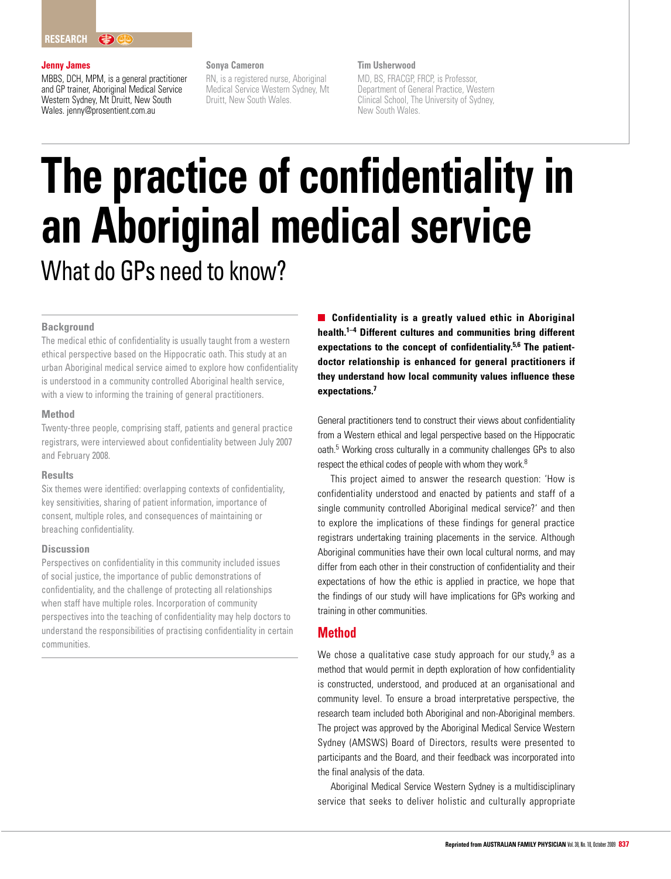RESEARCH

**Jenny James**
MBBS, DCH, MPM, is a general practitioner and GP trainer, Aboriginal Medical Service Western Sydney, Mt Druitt, New South Wales. jenny@prosentient.com.au

**Sonya Cameron**
RN, is a registered nurse, Aboriginal Medical Service Western Sydney, Mt Druitt, New South Wales.

**Tim Usherwood**
MD, BS, FRACGP, FRCP, is Professor, Department of General Practice, Western Clinical School, The University of Sydney, New South Wales.

# The practice of confidentiality in an Aboriginal medical service

## What do GPs need to know?

### Background

The medical ethic of confidentiality is usually taught from a western ethical perspective based on the Hippocratic oath. This study at an urban Aboriginal medical service aimed to explore how confidentiality is understood in a community controlled Aboriginal health service, with a view to informing the training of general practitioners.

### Method

Twenty-three people, comprising staff, patients and general practice registrars, were interviewed about confidentiality between July 2007 and February 2008.

### Results

Six themes were identified: overlapping contexts of confidentiality, key sensitivities, sharing of patient information, importance of consent, multiple roles, and consequences of maintaining or breaching confidentiality.

### Discussion

Perspectives on confidentiality in this community included issues of social justice, the importance of public demonstrations of confidentiality, and the challenge of protecting all relationships when staff have multiple roles. Incorporation of community perspectives into the teaching of confidentiality may help doctors to understand the responsibilities of practising confidentiality in certain communities.

**Confidentiality is a greatly valued ethic in Aboriginal health.[1–4] Different cultures and communities bring different expectations to the concept of confidentiality.[5,6] The patient-doctor relationship is enhanced for general practitioners if they understand how local community values influence these expectations.[7]**

General practitioners tend to construct their views about confidentiality from a Western ethical and legal perspective based on the Hippocratic oath.[5] Working cross culturally in a community challenges GPs to also respect the ethical codes of people with whom they work.[8]

This project aimed to answer the research question: 'How is confidentiality understood and enacted by patients and staff of a single community controlled Aboriginal medical service?' and then to explore the implications of these findings for general practice registrars undertaking training placements in the service. Although Aboriginal communities have their own local cultural norms, and may differ from each other in their construction of confidentiality and their expectations of how the ethic is applied in practice, we hope that the findings of our study will have implications for GPs working and training in other communities.

## Method

We chose a qualitative case study approach for our study,[9] as a method that would permit in depth exploration of how confidentiality is constructed, understood, and produced at an organisational and community level. To ensure a broad interpretative perspective, the research team included both Aboriginal and non-Aboriginal members. The project was approved by the Aboriginal Medical Service Western Sydney (AMSWS) Board of Directors, results were presented to participants and the Board, and their feedback was incorporated into the final analysis of the data.

Aboriginal Medical Service Western Sydney is a multidisciplinary service that seeks to deliver holistic and culturally appropriate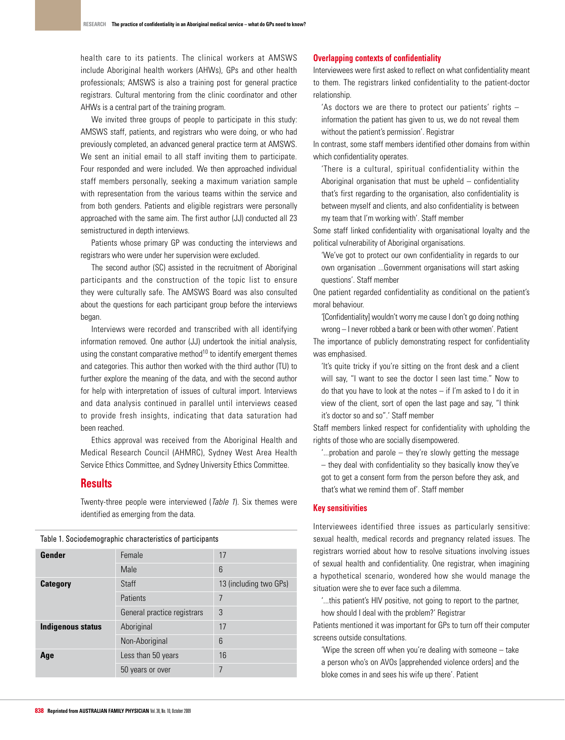health care to its patients. The clinical workers at AMSWS include Aboriginal health workers (AHWs), GPs and other health professionals; AMSWS is also a training post for general practice registrars. Cultural mentoring from the clinic coordinator and other AHWs is a central part of the training program.

We invited three groups of people to participate in this study: AMSWS staff, patients, and registrars who were doing, or who had previously completed, an advanced general practice term at AMSWS. We sent an initial email to all staff inviting them to participate. Four responded and were included. We then approached individual staff members personally, seeking a maximum variation sample with representation from the various teams within the service and from both genders. Patients and eligible registrars were personally approached with the same aim. The first author (JJ) conducted all 23 semistructured in depth interviews.

Patients whose primary GP was conducting the interviews and registrars who were under her supervision were excluded.

The second author (SC) assisted in the recruitment of Aboriginal participants and the construction of the topic list to ensure they were culturally safe. The AMSWS Board was also consulted about the questions for each participant group before the interviews began.

Interviews were recorded and transcribed with all identifying information removed. One author (JJ) undertook the initial analysis, using the constant comparative method[10] to identify emergent themes and categories. This author then worked with the third author (TU) to further explore the meaning of the data, and with the second author for help with interpretation of issues of cultural import. Interviews and data analysis continued in parallel until interviews ceased to provide fresh insights, indicating that data saturation had been reached.

Ethics approval was received from the Aboriginal Health and Medical Research Council (AHMRC), Sydney West Area Health Service Ethics Committee, and Sydney University Ethics Committee.

## Results

Twenty-three people were interviewed (*Table 1*). Six themes were identified as emerging from the data.

Table 1. Sociodemographic characteristics of participants

| | | |
|---|---|---|
| **Gender** | Female | 17 |
| | Male | 6 |
| **Category** | Staff | 13 (including two GPs) |
| | Patients | 7 |
| | General practice registrars | 3 |
| **Indigenous status** | Aboriginal | 17 |
| | Non-Aboriginal | 6 |
| **Age** | Less than 50 years | 16 |
| | 50 years or over | 7 |

### Overlapping contexts of confidentiality

Interviewees were first asked to reflect on what confidentiality meant to them. The registrars linked confidentiality to the patient-doctor relationship.

'As doctors we are there to protect our patients' rights – information the patient has given to us, we do not reveal them without the patient's permission'. Registrar

In contrast, some staff members identified other domains from within which confidentiality operates.

'There is a cultural, spiritual confidentiality within the Aboriginal organisation that must be upheld – confidentiality that's first regarding to the organisation, also confidentiality is between myself and clients, and also confidentiality is between my team that I'm working with'. Staff member

Some staff linked confidentiality with organisational loyalty and the political vulnerability of Aboriginal organisations.

'We've got to protect our own confidentiality in regards to our own organisation ...Government organisations will start asking questions'. Staff member

One patient regarded confidentiality as conditional on the patient's moral behaviour.

'[Confidentiality] wouldn't worry me cause I don't go doing nothing wrong – I never robbed a bank or been with other women'. Patient

The importance of publicly demonstrating respect for confidentiality was emphasised.

'It's quite tricky if you're sitting on the front desk and a client will say, "I want to see the doctor I seen last time." Now to do that you have to look at the notes – if I'm asked to I do it in view of the client, sort of open the last page and say, "I think it's doctor so and so".' Staff member

Staff members linked respect for confidentiality with upholding the rights of those who are socially disempowered.

'...probation and parole – they're slowly getting the message – they deal with confidentiality so they basically know they've got to get a consent form from the person before they ask, and that's what we remind them of'. Staff member

### Key sensitivities

Interviewees identified three issues as particularly sensitive: sexual health, medical records and pregnancy related issues. The registrars worried about how to resolve situations involving issues of sexual health and confidentiality. One registrar, when imagining a hypothetical scenario, wondered how she would manage the situation were she to ever face such a dilemma.

'...this patient's HIV positive, not going to report to the partner, how should I deal with the problem?' Registrar

Patients mentioned it was important for GPs to turn off their computer screens outside consultations.

'Wipe the screen off when you're dealing with someone – take a person who's on AVOs [apprehended violence orders] and the bloke comes in and sees his wife up there'. Patient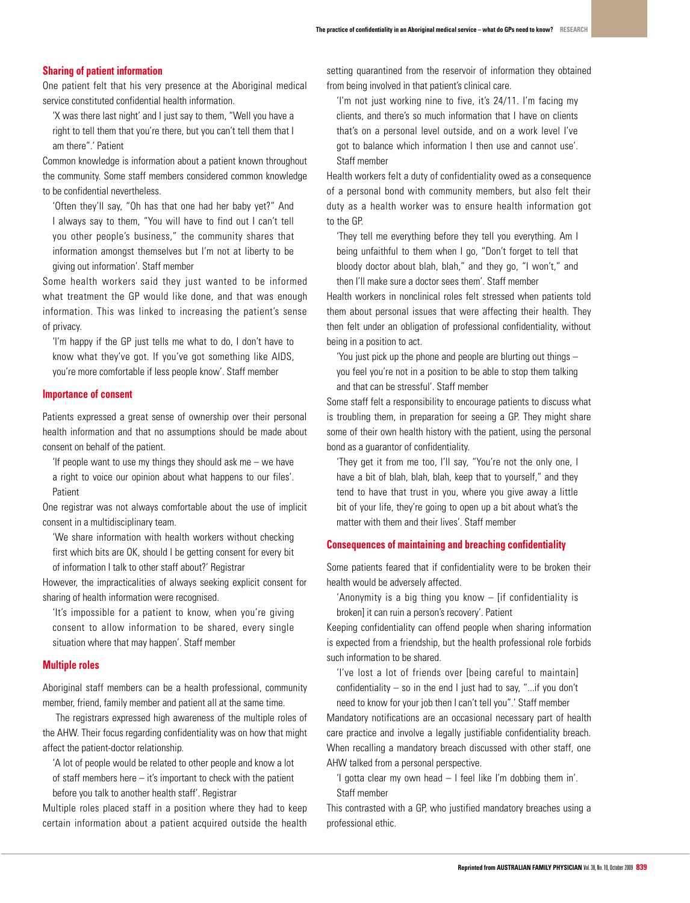### Sharing of patient information

One patient felt that his very presence at the Aboriginal medical service constituted confidential health information.

> 'X was there last night' and I just say to them, "Well you have a right to tell them that you're there, but you can't tell them that I am there".' Patient

Common knowledge is information about a patient known throughout the community. Some staff members considered common knowledge to be confidential nevertheless.

> 'Often they'll say, "Oh has that one had her baby yet?" And I always say to them, "You will have to find out I can't tell you other people's business," the community shares that information amongst themselves but I'm not at liberty to be giving out information'. Staff member

Some health workers said they just wanted to be informed what treatment the GP would like done, and that was enough information. This was linked to increasing the patient's sense of privacy.

> 'I'm happy if the GP just tells me what to do, I don't have to know what they've got. If you've got something like AIDS, you're more comfortable if less people know'. Staff member

### Importance of consent

Patients expressed a great sense of ownership over their personal health information and that no assumptions should be made about consent on behalf of the patient.

> 'If people want to use my things they should ask me – we have a right to voice our opinion about what happens to our files'. Patient

One registrar was not always comfortable about the use of implicit consent in a multidisciplinary team.

> 'We share information with health workers without checking first which bits are OK, should I be getting consent for every bit of information I talk to other staff about?' Registrar

However, the impracticalities of always seeking explicit consent for sharing of health information were recognised.

> 'It's impossible for a patient to know, when you're giving consent to allow information to be shared, every single situation where that may happen'. Staff member

### Multiple roles

Aboriginal staff members can be a health professional, community member, friend, family member and patient all at the same time.

The registrars expressed high awareness of the multiple roles of the AHW. Their focus regarding confidentiality was on how that might affect the patient-doctor relationship.

> 'A lot of people would be related to other people and know a lot of staff members here – it's important to check with the patient before you talk to another health staff'. Registrar

Multiple roles placed staff in a position where they had to keep certain information about a patient acquired outside the health setting quarantined from the reservoir of information they obtained from being involved in that patient's clinical care.

> 'I'm not just working nine to five, it's 24/11. I'm facing my clients, and there's so much information that I have on clients that's on a personal level outside, and on a work level I've got to balance which information I then use and cannot use'. Staff member

Health workers felt a duty of confidentiality owed as a consequence of a personal bond with community members, but also felt their duty as a health worker was to ensure health information got to the GP.

> 'They tell me everything before they tell you everything. Am I being unfaithful to them when I go, "Don't forget to tell that bloody doctor about blah, blah," and they go, "I won't," and then I'll make sure a doctor sees them'. Staff member

Health workers in nonclinical roles felt stressed when patients told them about personal issues that were affecting their health. They then felt under an obligation of professional confidentiality, without being in a position to act.

> 'You just pick up the phone and people are blurting out things – you feel you're not in a position to be able to stop them talking and that can be stressful'. Staff member

Some staff felt a responsibility to encourage patients to discuss what is troubling them, in preparation for seeing a GP. They might share some of their own health history with the patient, using the personal bond as a guarantor of confidentiality.

> 'They get it from me too, I'll say, "You're not the only one, I have a bit of blah, blah, blah, keep that to yourself," and they tend to have that trust in you, where you give away a little bit of your life, they're going to open up a bit about what's the matter with them and their lives'. Staff member

### Consequences of maintaining and breaching confidentiality

Some patients feared that if confidentiality were to be broken their health would be adversely affected.

> 'Anonymity is a big thing you know – [if confidentiality is broken] it can ruin a person's recovery'. Patient

Keeping confidentiality can offend people when sharing information is expected from a friendship, but the health professional role forbids such information to be shared.

> 'I've lost a lot of friends over [being careful to maintain] confidentiality – so in the end I just had to say, "...if you don't need to know for your job then I can't tell you".' Staff member

Mandatory notifications are an occasional necessary part of health care practice and involve a legally justifiable confidentiality breach. When recalling a mandatory breach discussed with other staff, one AHW talked from a personal perspective.

> 'I gotta clear my own head – I feel like I'm dobbing them in'. Staff member

This contrasted with a GP, who justified mandatory breaches using a professional ethic.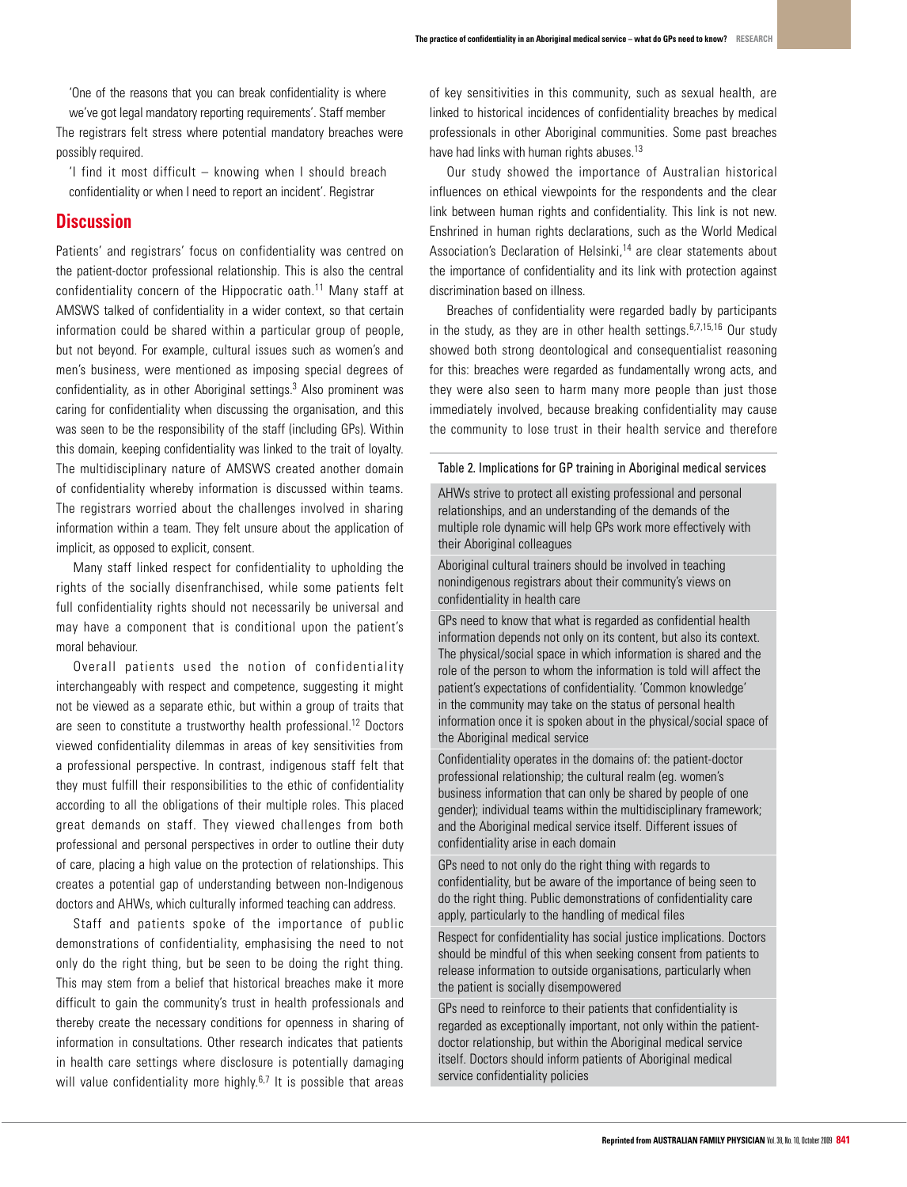'One of the reasons that you can break confidentiality is where we've got legal mandatory reporting requirements'. Staff member

The registrars felt stress where potential mandatory breaches were possibly required.

'I find it most difficult – knowing when I should breach confidentiality or when I need to report an incident'. Registrar

## Discussion

Patients' and registrars' focus on confidentiality was centred on the patient-doctor professional relationship. This is also the central confidentiality concern of the Hippocratic oath.[11] Many staff at AMSWS talked of confidentiality in a wider context, so that certain information could be shared within a particular group of people, but not beyond. For example, cultural issues such as women's and men's business, were mentioned as imposing special degrees of confidentiality, as in other Aboriginal settings.[3] Also prominent was caring for confidentiality when discussing the organisation, and this was seen to be the responsibility of the staff (including GPs). Within this domain, keeping confidentiality was linked to the trait of loyalty. The multidisciplinary nature of AMSWS created another domain of confidentiality whereby information is discussed within teams. The registrars worried about the challenges involved in sharing information within a team. They felt unsure about the application of implicit, as opposed to explicit, consent.

Many staff linked respect for confidentiality to upholding the rights of the socially disenfranchised, while some patients felt full confidentiality rights should not necessarily be universal and may have a component that is conditional upon the patient's moral behaviour.

Overall patients used the notion of confidentiality interchangeably with respect and competence, suggesting it might not be viewed as a separate ethic, but within a group of traits that are seen to constitute a trustworthy health professional.[12] Doctors viewed confidentiality dilemmas in areas of key sensitivities from a professional perspective. In contrast, indigenous staff felt that they must fulfill their responsibilities to the ethic of confidentiality according to all the obligations of their multiple roles. This placed great demands on staff. They viewed challenges from both professional and personal perspectives in order to outline their duty of care, placing a high value on the protection of relationships. This creates a potential gap of understanding between non-Indigenous doctors and AHWs, which culturally informed teaching can address.

Staff and patients spoke of the importance of public demonstrations of confidentiality, emphasising the need to not only do the right thing, but be seen to be doing the right thing. This may stem from a belief that historical breaches make it more difficult to gain the community's trust in health professionals and thereby create the necessary conditions for openness in sharing of information in consultations. Other research indicates that patients in health care settings where disclosure is potentially damaging will value confidentiality more highly.[6,7] It is possible that areas of key sensitivities in this community, such as sexual health, are linked to historical incidences of confidentiality breaches by medical professionals in other Aboriginal communities. Some past breaches have had links with human rights abuses.[13]

Our study showed the importance of Australian historical influences on ethical viewpoints for the respondents and the clear link between human rights and confidentiality. This link is not new. Enshrined in human rights declarations, such as the World Medical Association's Declaration of Helsinki,[14] are clear statements about the importance of confidentiality and its link with protection against discrimination based on illness.

Breaches of confidentiality were regarded badly by participants in the study, as they are in other health settings.[6,7,15,16] Our study showed both strong deontological and consequentialist reasoning for this: breaches were regarded as fundamentally wrong acts, and they were also seen to harm many more people than just those immediately involved, because breaking confidentiality may cause the community to lose trust in their health service and therefore

| Table 2. Implications for GP training in Aboriginal medical services |
|---|
| AHWs strive to protect all existing professional and personal relationships, and an understanding of the demands of the multiple role dynamic will help GPs work more effectively with their Aboriginal colleagues |
| Aboriginal cultural trainers should be involved in teaching nonindigenous registrars about their community's views on confidentiality in health care |
| GPs need to know that what is regarded as confidential health information depends not only on its content, but also its context. The physical/social space in which information is shared and the role of the person to whom the information is told will affect the patient's expectations of confidentiality. 'Common knowledge' in the community may take on the status of personal health information once it is spoken about in the physical/social space of the Aboriginal medical service |
| Confidentiality operates in the domains of: the patient-doctor professional relationship; the cultural realm (eg. women's business information that can only be shared by people of one gender); individual teams within the multidisciplinary framework; and the Aboriginal medical service itself. Different issues of confidentiality arise in each domain |
| GPs need to not only do the right thing with regards to confidentiality, but be aware of the importance of being seen to do the right thing. Public demonstrations of confidentiality care apply, particularly to the handling of medical files |
| Respect for confidentiality has social justice implications. Doctors should be mindful of this when seeking consent from patients to release information to outside organisations, particularly when the patient is socially disempowered |
| GPs need to reinforce to their patients that confidentiality is regarded as exceptionally important, not only within the patient-doctor relationship, but within the Aboriginal medical service itself. Doctors should inform patients of Aboriginal medical service confidentiality policies |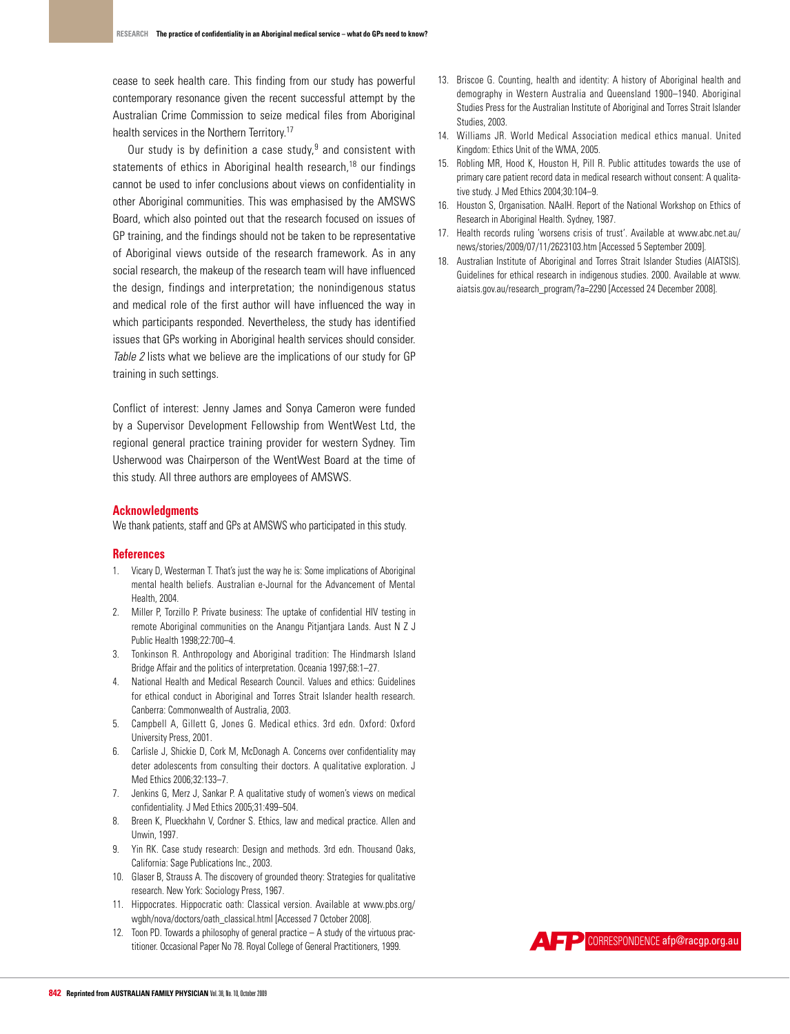cease to seek health care. This finding from our study has powerful contemporary resonance given the recent successful attempt by the Australian Crime Commission to seize medical files from Aboriginal health services in the Northern Territory.[17]

Our study is by definition a case study,[9] and consistent with statements of ethics in Aboriginal health research,[18] our findings cannot be used to infer conclusions about views on confidentiality in other Aboriginal communities. This was emphasised by the AMSWS Board, which also pointed out that the research focused on issues of GP training, and the findings should not be taken to be representative of Aboriginal views outside of the research framework. As in any social research, the makeup of the research team will have influenced the design, findings and interpretation; the nonindigenous status and medical role of the first author will have influenced the way in which participants responded. Nevertheless, the study has identified issues that GPs working in Aboriginal health services should consider. *Table 2* lists what we believe are the implications of our study for GP training in such settings.

Conflict of interest: Jenny James and Sonya Cameron were funded by a Supervisor Development Fellowship from WentWest Ltd, the regional general practice training provider for western Sydney. Tim Usherwood was Chairperson of the WentWest Board at the time of this study. All three authors are employees of AMSWS.

## Acknowledgments

We thank patients, staff and GPs at AMSWS who participated in this study.

## References

1. Vicary D, Westerman T. That's just the way he is: Some implications of Aboriginal mental health beliefs. Australian e-Journal for the Advancement of Mental Health, 2004.
2. Miller P, Torzillo P. Private business: The uptake of confidential HIV testing in remote Aboriginal communities on the Anangu Pitjantjara Lands. Aust N Z J Public Health 1998;22:700–4.
3. Tonkinson R. Anthropology and Aboriginal tradition: The Hindmarsh Island Bridge Affair and the politics of interpretation. Oceania 1997;68:1–27.
4. National Health and Medical Research Council. Values and ethics: Guidelines for ethical conduct in Aboriginal and Torres Strait Islander health research. Canberra: Commonwealth of Australia, 2003.
5. Campbell A, Gillett G, Jones G. Medical ethics. 3rd edn. Oxford: Oxford University Press, 2001.
6. Carlisle J, Shickie D, Cork M, McDonagh A. Concerns over confidentiality may deter adolescents from consulting their doctors. A qualitative exploration. J Med Ethics 2006;32:133–7.
7. Jenkins G, Merz J, Sankar P. A qualitative study of women's views on medical confidentiality. J Med Ethics 2005;31:499–504.
8. Breen K, Plueckhahn V, Cordner S. Ethics, law and medical practice. Allen and Unwin, 1997.
9. Yin RK. Case study research: Design and methods. 3rd edn. Thousand Oaks, California: Sage Publications Inc., 2003.
10. Glaser B, Strauss A. The discovery of grounded theory: Strategies for qualitative research. New York: Sociology Press, 1967.
11. Hippocrates. Hippocratic oath: Classical version. Available at www.pbs.org/wgbh/nova/doctors/oath_classical.html [Accessed 7 October 2008].
12. Toon PD. Towards a philosophy of general practice – A study of the virtuous practitioner. Occasional Paper No 78. Royal College of General Practitioners, 1999.
13. Briscoe G. Counting, health and identity: A history of Aboriginal health and demography in Western Australia and Queensland 1900–1940. Aboriginal Studies Press for the Australian Institute of Aboriginal and Torres Strait Islander Studies, 2003.
14. Williams JR. World Medical Association medical ethics manual. United Kingdom: Ethics Unit of the WMA, 2005.
15. Robling MR, Hood K, Houston H, Pill R. Public attitudes towards the use of primary care patient record data in medical research without consent: A qualitative study. J Med Ethics 2004;30:104–9.
16. Houston S, Organisation. NAaIH. Report of the National Workshop on Ethics of Research in Aboriginal Health. Sydney, 1987.
17. Health records ruling 'worsens crisis of trust'. Available at www.abc.net.au/news/stories/2009/07/11/2623103.htm [Accessed 5 September 2009].
18. Australian Institute of Aboriginal and Torres Strait Islander Studies (AIATSIS). Guidelines for ethical research in indigenous studies. 2000. Available at www.aiatsis.gov.au/research_program/?a=2290 [Accessed 24 December 2008].

AFP CORRESPONDENCE afp@racgp.org.au